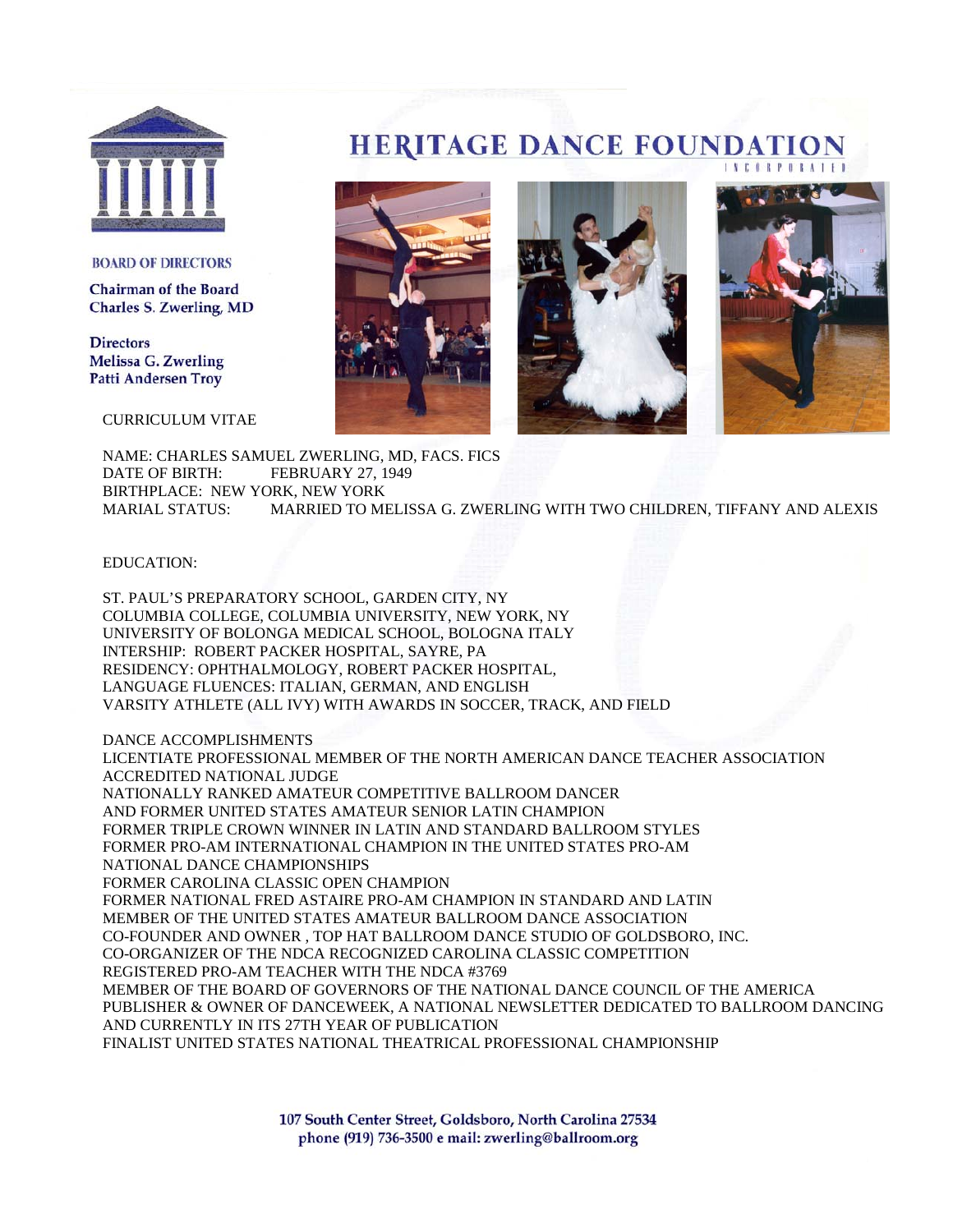# HERITAGE DANCE FOUNDATION

INCORPORATED

**BOARD OF DIRECTORS**

**Chairman of the Board**
**Charles S. Zwerling, MD**

**Directors**
**Melissa G. Zwerling**
**Patti Andersen Troy**

CURRICULUM VITAE

NAME: CHARLES SAMUEL ZWERLING, MD, FACS. FICS
DATE OF BIRTH: FEBRUARY 27, 1949
BIRTHPLACE: NEW YORK, NEW YORK
MARIAL STATUS: MARRIED TO MELISSA G. ZWERLING WITH TWO CHILDREN, TIFFANY AND ALEXIS

EDUCATION:

ST. PAUL'S PREPARATORY SCHOOL, GARDEN CITY, NY
COLUMBIA COLLEGE, COLUMBIA UNIVERSITY, NEW YORK, NY
UNIVERSITY OF BOLONGA MEDICAL SCHOOL, BOLOGNA ITALY
INTERSHIP: ROBERT PACKER HOSPITAL, SAYRE, PA
RESIDENCY: OPHTHALMOLOGY, ROBERT PACKER HOSPITAL,
LANGUAGE FLUENCES: ITALIAN, GERMAN, AND ENGLISH
VARSITY ATHLETE (ALL IVY) WITH AWARDS IN SOCCER, TRACK, AND FIELD

DANCE ACCOMPLISHMENTS
LICENTIATE PROFESSIONAL MEMBER OF THE NORTH AMERICAN DANCE TEACHER ASSOCIATION
ACCREDITED NATIONAL JUDGE
NATIONALLY RANKED AMATEUR COMPETITIVE BALLROOM DANCER
AND FORMER UNITED STATES AMATEUR SENIOR LATIN CHAMPION
FORMER TRIPLE CROWN WINNER IN LATIN AND STANDARD BALLROOM STYLES
FORMER PRO-AM INTERNATIONAL CHAMPION IN THE UNITED STATES PRO-AM
NATIONAL DANCE CHAMPIONSHIPS
FORMER CAROLINA CLASSIC OPEN CHAMPION
FORMER NATIONAL FRED ASTAIRE PRO-AM CHAMPION IN STANDARD AND LATIN
MEMBER OF THE UNITED STATES AMATEUR BALLROOM DANCE ASSOCIATION
CO-FOUNDER AND OWNER , TOP HAT BALLROOM DANCE STUDIO OF GOLDSBORO, INC.
CO-ORGANIZER OF THE NDCA RECOGNIZED CAROLINA CLASSIC COMPETITION
REGISTERED PRO-AM TEACHER WITH THE NDCA #3769
MEMBER OF THE BOARD OF GOVERNORS OF THE NATIONAL DANCE COUNCIL OF THE AMERICA
PUBLISHER & OWNER OF DANCEWEEK, A NATIONAL NEWSLETTER DEDICATED TO BALLROOM DANCING
AND CURRENTLY IN ITS 27TH YEAR OF PUBLICATION
FINALIST UNITED STATES NATIONAL THEATRICAL PROFESSIONAL CHAMPIONSHIP

107 South Center Street, Goldsboro, North Carolina 27534
phone (919) 736-3500 e mail: zwerling@ballroom.org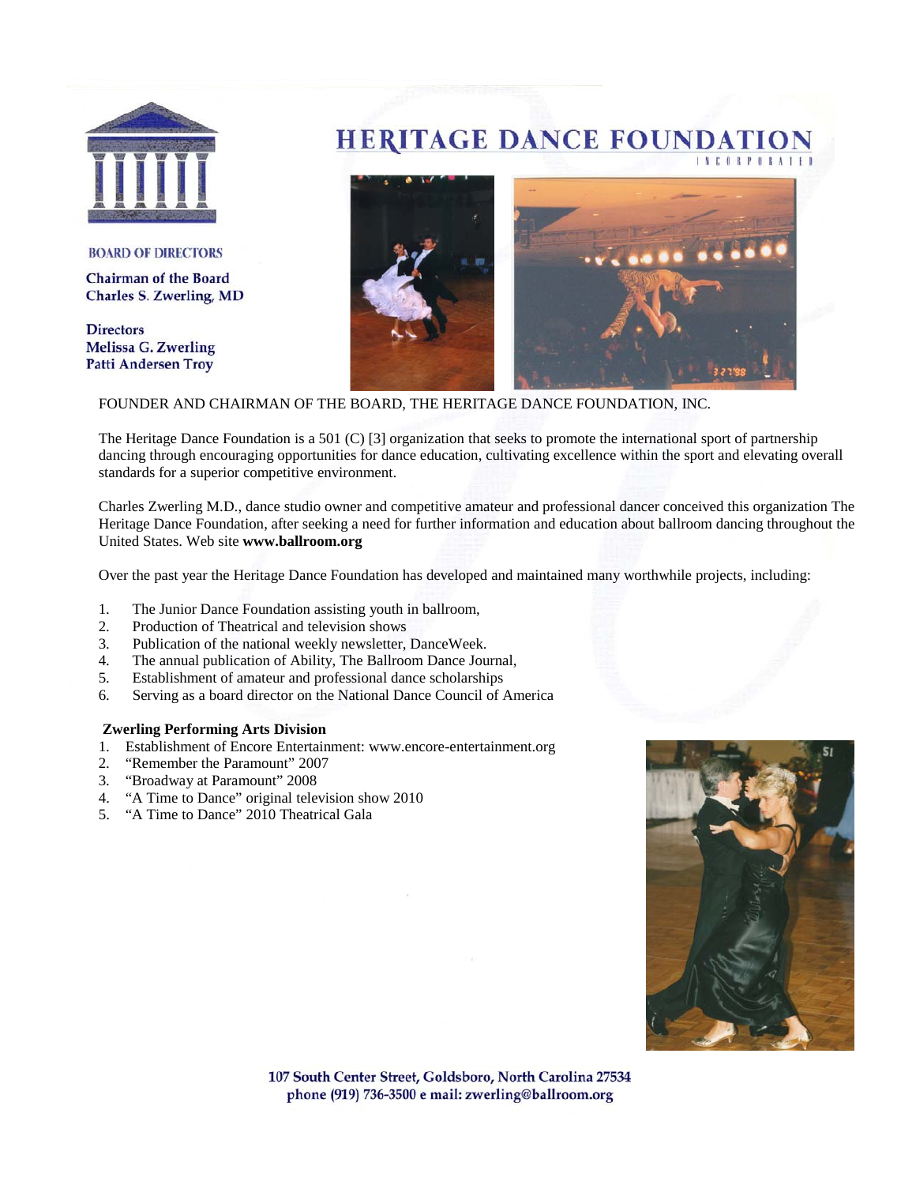# HERITAGE DANCE FOUNDATION

INCORPORATED

**BOARD OF DIRECTORS**

**Chairman of the Board**
**Charles S. Zwerling, MD**

**Directors**
**Melissa G. Zwerling**
**Patti Andersen Troy**

FOUNDER AND CHAIRMAN OF THE BOARD, THE HERITAGE DANCE FOUNDATION, INC.

The Heritage Dance Foundation is a 501 (C) [3] organization that seeks to promote the international sport of partnership dancing through encouraging opportunities for dance education, cultivating excellence within the sport and elevating overall standards for a superior competitive environment.

Charles Zwerling M.D., dance studio owner and competitive amateur and professional dancer conceived this organization The Heritage Dance Foundation, after seeking a need for further information and education about ballroom dancing throughout the United States. Web site **www.ballroom.org**

Over the past year the Heritage Dance Foundation has developed and maintained many worthwhile projects, including:

1. The Junior Dance Foundation assisting youth in ballroom,
2. Production of Theatrical and television shows
3. Publication of the national weekly newsletter, DanceWeek.
4. The annual publication of Ability, The Ballroom Dance Journal,
5. Establishment of amateur and professional dance scholarships
6. Serving as a board director on the National Dance Council of America

**Zwerling Performing Arts Division**

1. Establishment of Encore Entertainment: www.encore-entertainment.org
2. "Remember the Paramount" 2007
3. "Broadway at Paramount" 2008
4. "A Time to Dance" original television show 2010
5. "A Time to Dance" 2010 Theatrical Gala

**107 South Center Street, Goldsboro, North Carolina 27534**
**phone (919) 736-3500 e mail: zwerling@ballroom.org**